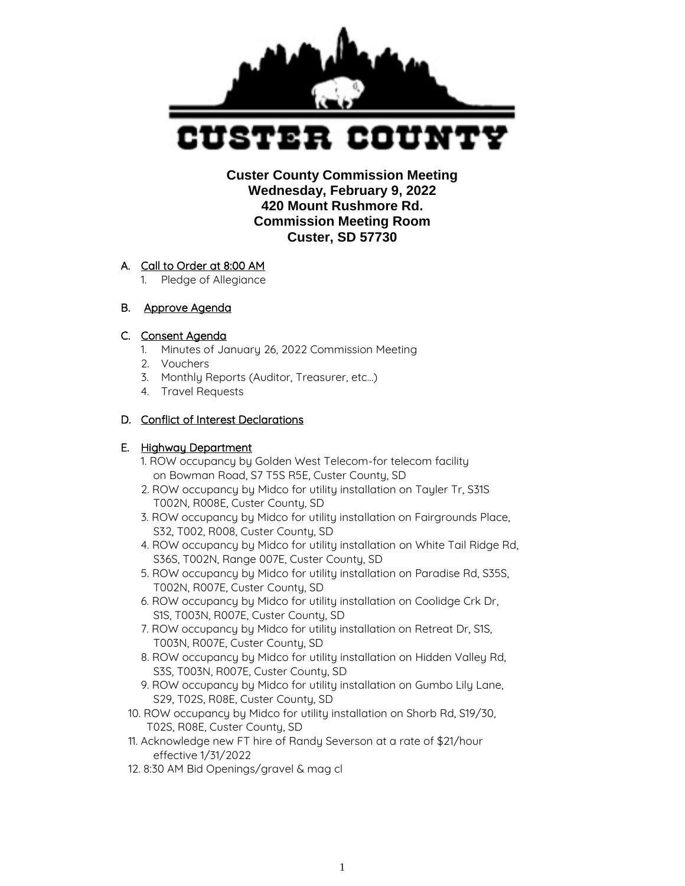CUSTER COUNTY

# Custer County Commission Meeting
**Wednesday, February 9, 2022**
**420 Mount Rushmore Rd.**
**Commission Meeting Room**
**Custer, SD 57730**

A. Call to Order at 8:00 AM
   1. Pledge of Allegiance

B. Approve Agenda

C. Consent Agenda
   1. Minutes of January 26, 2022 Commission Meeting
   2. Vouchers
   3. Monthly Reports (Auditor, Treasurer, etc…)
   4. Travel Requests

D. Conflict of Interest Declarations

E. Highway Department
   1. ROW occupancy by Golden West Telecom-for telecom facility on Bowman Road, S7 T5S R5E, Custer County, SD
   2. ROW occupancy by Midco for utility installation on Tayler Tr, S31S T002N, R008E, Custer County, SD
   3. ROW occupancy by Midco for utility installation on Fairgrounds Place, S32, T002, R008, Custer County, SD
   4. ROW occupancy by Midco for utility installation on White Tail Ridge Rd, S36S, T002N, Range 007E, Custer County, SD
   5. ROW occupancy by Midco for utility installation on Paradise Rd, S35S, T002N, R007E, Custer County, SD
   6. ROW occupancy by Midco for utility installation on Coolidge Crk Dr, S1S, T003N, R007E, Custer County, SD
   7. ROW occupancy by Midco for utility installation on Retreat Dr, S1S, T003N, R007E, Custer County, SD
   8. ROW occupancy by Midco for utility installation on Hidden Valley Rd, S3S, T003N, R007E, Custer County, SD
   9. ROW occupancy by Midco for utility installation on Gumbo Lily Lane, S29, T02S, R08E, Custer County, SD
   10. ROW occupancy by Midco for utility installation on Shorb Rd, S19/30, T02S, R08E, Custer County, SD
   11. Acknowledge new FT hire of Randy Severson at a rate of $21/hour effective 1/31/2022
   12. 8:30 AM Bid Openings/gravel & mag cl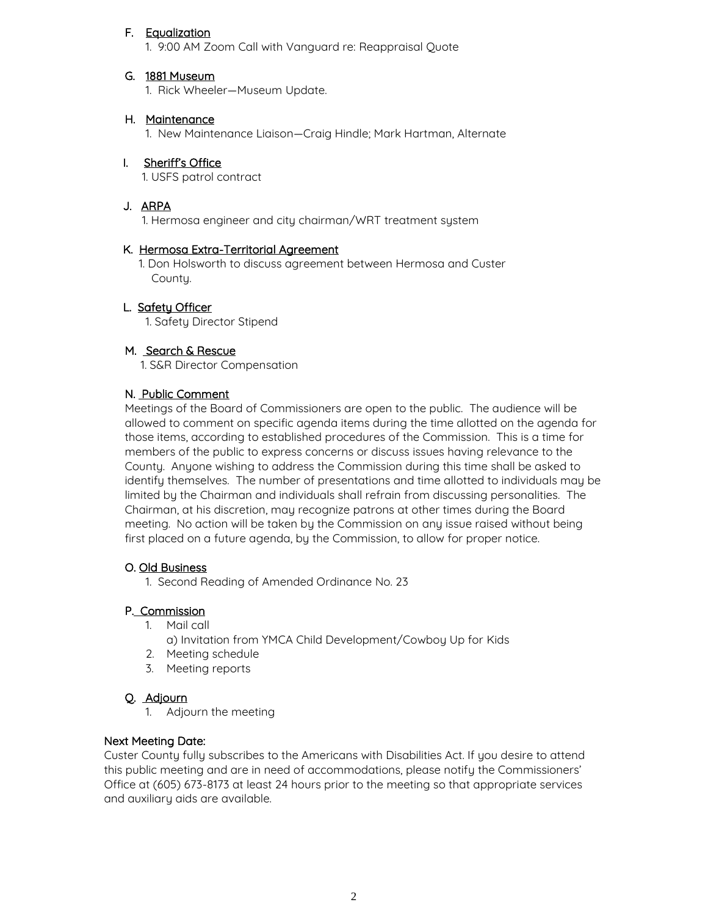F. Equalization

1. 9:00 AM Zoom Call with Vanguard re: Reappraisal Quote

G. 1881 Museum

1. Rick Wheeler—Museum Update.

H. Maintenance

1. New Maintenance Liaison—Craig Hindle; Mark Hartman, Alternate

I. Sheriff's Office

1. USFS patrol contract

J. ARPA

1. Hermosa engineer and city chairman/WRT treatment system

K. Hermosa Extra-Territorial Agreement

1. Don Holsworth to discuss agreement between Hermosa and Custer County.

L. Safety Officer

1. Safety Director Stipend

M. Search & Rescue

1. S&R Director Compensation

N. Public Comment

Meetings of the Board of Commissioners are open to the public. The audience will be allowed to comment on specific agenda items during the time allotted on the agenda for those items, according to established procedures of the Commission. This is a time for members of the public to express concerns or discuss issues having relevance to the County. Anyone wishing to address the Commission during this time shall be asked to identify themselves. The number of presentations and time allotted to individuals may be limited by the Chairman and individuals shall refrain from discussing personalities. The Chairman, at his discretion, may recognize patrons at other times during the Board meeting. No action will be taken by the Commission on any issue raised without being first placed on a future agenda, by the Commission, to allow for proper notice.

O. Old Business

1. Second Reading of Amended Ordinance No. 23

P. Commission

1. Mail call
   a) Invitation from YMCA Child Development/Cowboy Up for Kids
2. Meeting schedule
3. Meeting reports

Q. Adjourn

1. Adjourn the meeting

Next Meeting Date:

Custer County fully subscribes to the Americans with Disabilities Act. If you desire to attend this public meeting and are in need of accommodations, please notify the Commissioners' Office at (605) 673-8173 at least 24 hours prior to the meeting so that appropriate services and auxiliary aids are available.